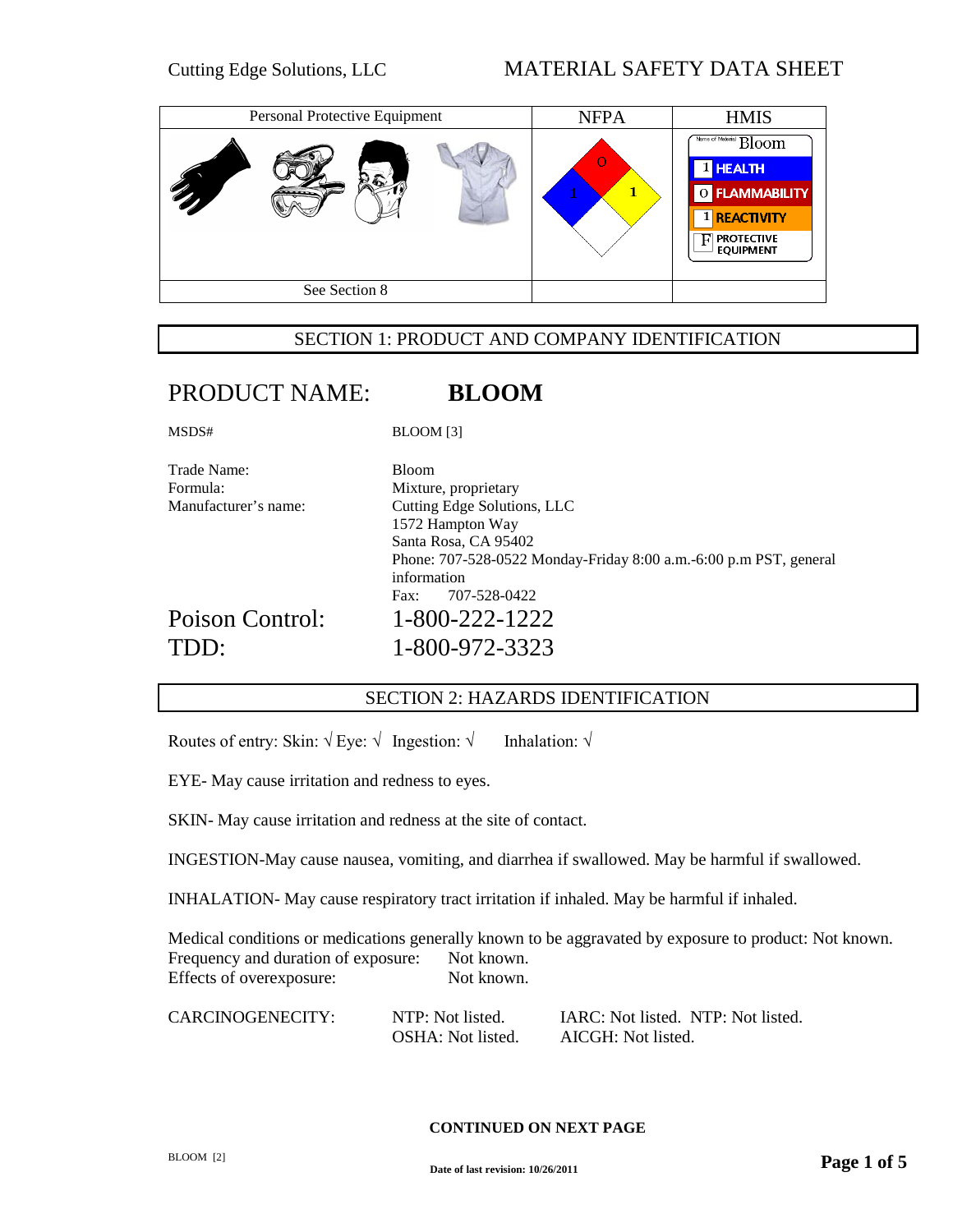Cutting Edge Solutions, LLC

# MATERIAL SAFETY DATA SHEET

| Personal Protective Equipment | NFPA | HMIS |
|---|---|---|
| | Health: 1, Flammability: 0, Reactivity: 1 | Name of Material: Bloom; HEALTH: 1; FLAMMABILITY: 0; REACTIVITY: 1; PROTECTIVE EQUIPMENT: F |
| See Section 8 | | |

## SECTION 1: PRODUCT AND COMPANY IDENTIFICATION

# PRODUCT NAME: **BLOOM**

MSDS# BLOOM [3]

Trade Name: Bloom
Formula: Mixture, proprietary
Manufacturer's name: Cutting Edge Solutions, LLC
1572 Hampton Way
Santa Rosa, CA 95402
Phone: 707-528-0522 Monday-Friday 8:00 a.m.-6:00 p.m PST, general information
Fax: 707-528-0422

Poison Control: 1-800-222-1222
TDD: 1-800-972-3323

## SECTION 2: HAZARDS IDENTIFICATION

Routes of entry: Skin: √ Eye: √ Ingestion: √ Inhalation: √

EYE- May cause irritation and redness to eyes.

SKIN- May cause irritation and redness at the site of contact.

INGESTION-May cause nausea, vomiting, and diarrhea if swallowed. May be harmful if swallowed.

INHALATION- May cause respiratory tract irritation if inhaled. May be harmful if inhaled.

Medical conditions or medications generally known to be aggravated by exposure to product: Not known.
Frequency and duration of exposure: Not known.
Effects of overexposure: Not known.

CARCINOGENECITY: NTP: Not listed. IARC: Not listed. NTP: Not listed.
OSHA: Not listed. AICGH: Not listed.

**CONTINUED ON NEXT PAGE**

BLOOM [2]

**Date of last revision: 10/26/2011**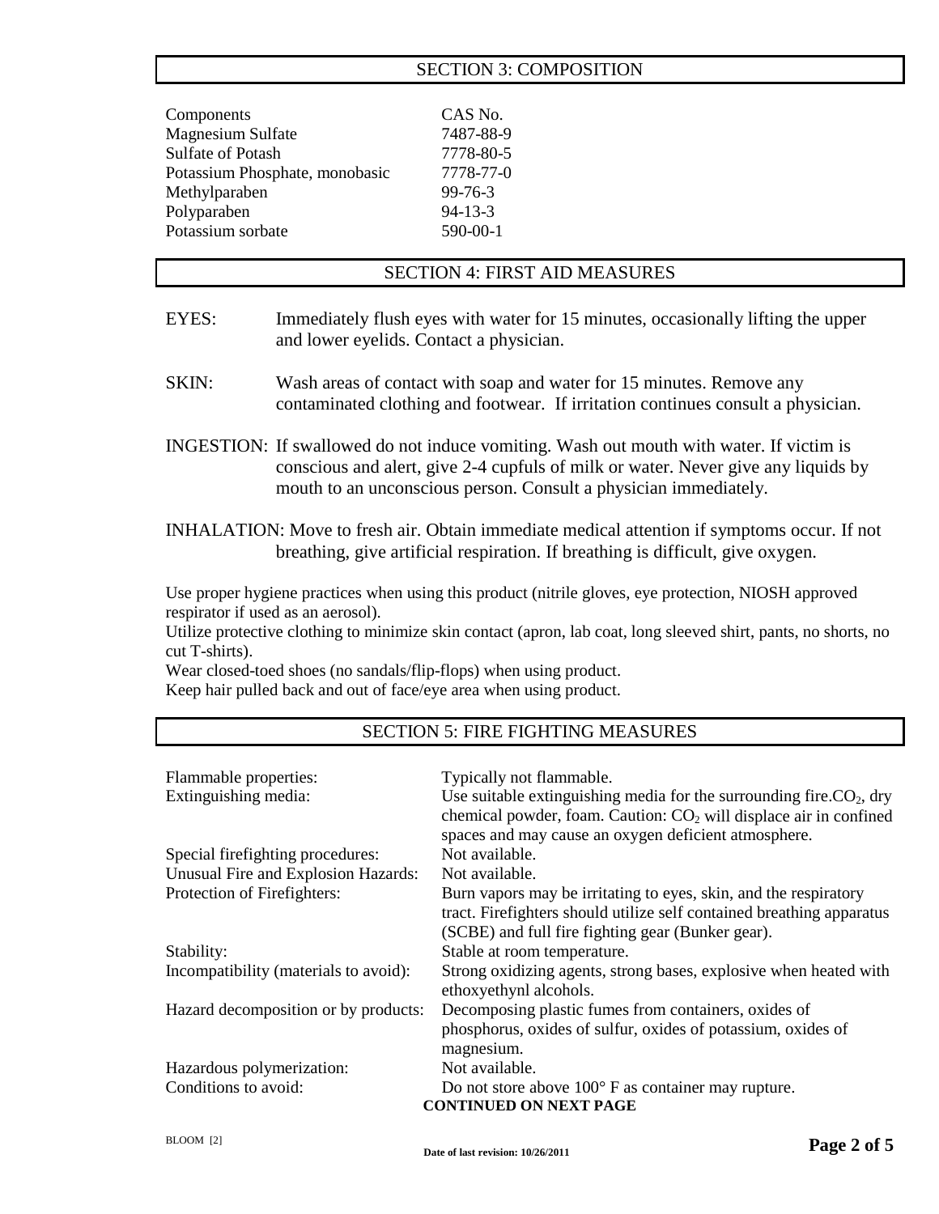## SECTION 3: COMPOSITION

| Components | CAS No. |
|---|---|
| Magnesium Sulfate | 7487-88-9 |
| Sulfate of Potash | 7778-80-5 |
| Potassium Phosphate, monobasic | 7778-77-0 |
| Methylparaben | 99-76-3 |
| Polyparaben | 94-13-3 |
| Potassium sorbate | 590-00-1 |

## SECTION 4: FIRST AID MEASURES

EYES: Immediately flush eyes with water for 15 minutes, occasionally lifting the upper and lower eyelids. Contact a physician.

SKIN: Wash areas of contact with soap and water for 15 minutes. Remove any contaminated clothing and footwear. If irritation continues consult a physician.

INGESTION: If swallowed do not induce vomiting. Wash out mouth with water. If victim is conscious and alert, give 2-4 cupfuls of milk or water. Never give any liquids by mouth to an unconscious person. Consult a physician immediately.

INHALATION: Move to fresh air. Obtain immediate medical attention if symptoms occur. If not breathing, give artificial respiration. If breathing is difficult, give oxygen.

Use proper hygiene practices when using this product (nitrile gloves, eye protection, NIOSH approved respirator if used as an aerosol).
Utilize protective clothing to minimize skin contact (apron, lab coat, long sleeved shirt, pants, no shorts, no cut T-shirts).
Wear closed-toed shoes (no sandals/flip-flops) when using product.
Keep hair pulled back and out of face/eye area when using product.

## SECTION 5: FIRE FIGHTING MEASURES

| | |
|---|---|
| Flammable properties: | Typically not flammable. |
| Extinguishing media: | Use suitable extinguishing media for the surrounding fire.$CO_2$, dry chemical powder, foam. Caution: $CO_2$ will displace air in confined spaces and may cause an oxygen deficient atmosphere. |
| Special firefighting procedures: | Not available. |
| Unusual Fire and Explosion Hazards: | Not available. |
| Protection of Firefighters: | Burn vapors may be irritating to eyes, skin, and the respiratory tract. Firefighters should utilize self contained breathing apparatus (SCBE) and full fire fighting gear (Bunker gear). |
| Stability: | Stable at room temperature. |
| Incompatibility (materials to avoid): | Strong oxidizing agents, strong bases, explosive when heated with ethoxyethynl alcohols. |
| Hazard decomposition or by products: | Decomposing plastic fumes from containers, oxides of phosphorus, oxides of sulfur, oxides of potassium, oxides of magnesium. |
| Hazardous polymerization: | Not available. |
| Conditions to avoid: | Do not store above 100° F as container may rupture. |

**CONTINUED ON NEXT PAGE**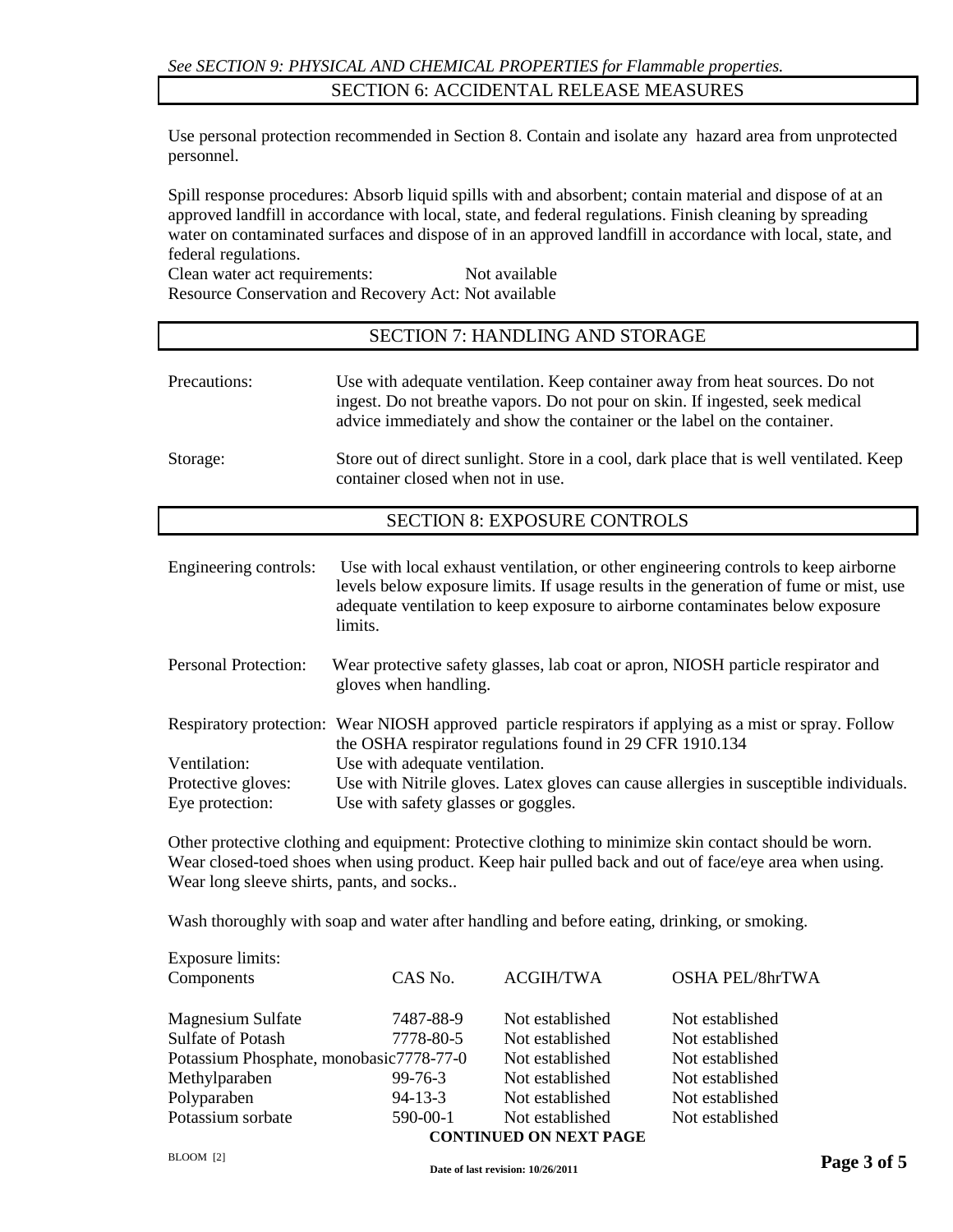*See SECTION 9: PHYSICAL AND CHEMICAL PROPERTIES for Flammable properties.*

## SECTION 6: ACCIDENTAL RELEASE MEASURES

Use personal protection recommended in Section 8. Contain and isolate any hazard area from unprotected personnel.

Spill response procedures: Absorb liquid spills with and absorbent; contain material and dispose of at an approved landfill in accordance with local, state, and federal regulations. Finish cleaning by spreading water on contaminated surfaces and dispose of in an approved landfill in accordance with local, state, and federal regulations.

Clean water act requirements: Not available

Resource Conservation and Recovery Act: Not available

## SECTION 7: HANDLING AND STORAGE

Precautions: Use with adequate ventilation. Keep container away from heat sources. Do not ingest. Do not breathe vapors. Do not pour on skin. If ingested, seek medical advice immediately and show the container or the label on the container.

Storage: Store out of direct sunlight. Store in a cool, dark place that is well ventilated. Keep container closed when not in use.

## SECTION 8: EXPOSURE CONTROLS

Engineering controls: Use with local exhaust ventilation, or other engineering controls to keep airborne levels below exposure limits. If usage results in the generation of fume or mist, use adequate ventilation to keep exposure to airborne contaminates below exposure limits.

Personal Protection: Wear protective safety glasses, lab coat or apron, NIOSH particle respirator and gloves when handling.

Respiratory protection: Wear NIOSH approved particle respirators if applying as a mist or spray. Follow the OSHA respirator regulations found in 29 CFR 1910.134

Ventilation: Use with adequate ventilation.

Protective gloves: Use with Nitrile gloves. Latex gloves can cause allergies in susceptible individuals.

Eye protection: Use with safety glasses or goggles.

Other protective clothing and equipment: Protective clothing to minimize skin contact should be worn. Wear closed-toed shoes when using product. Keep hair pulled back and out of face/eye area when using. Wear long sleeve shirts, pants, and socks..

Wash thoroughly with soap and water after handling and before eating, drinking, or smoking.

Exposure limits:

| Components | CAS No. | ACGIH/TWA | OSHA PEL/8hrTWA |
|---|---|---|---|
| Magnesium Sulfate | 7487-88-9 | Not established | Not established |
| Sulfate of Potash | 7778-80-5 | Not established | Not established |
| Potassium Phosphate, monobasic | 7778-77-0 | Not established | Not established |
| Methylparaben | 99-76-3 | Not established | Not established |
| Polyparaben | 94-13-3 | Not established | Not established |
| Potassium sorbate | 590-00-1 | Not established | Not established |

**CONTINUED ON NEXT PAGE**

BLOOM [2]

**Date of last revision: 10/26/2011**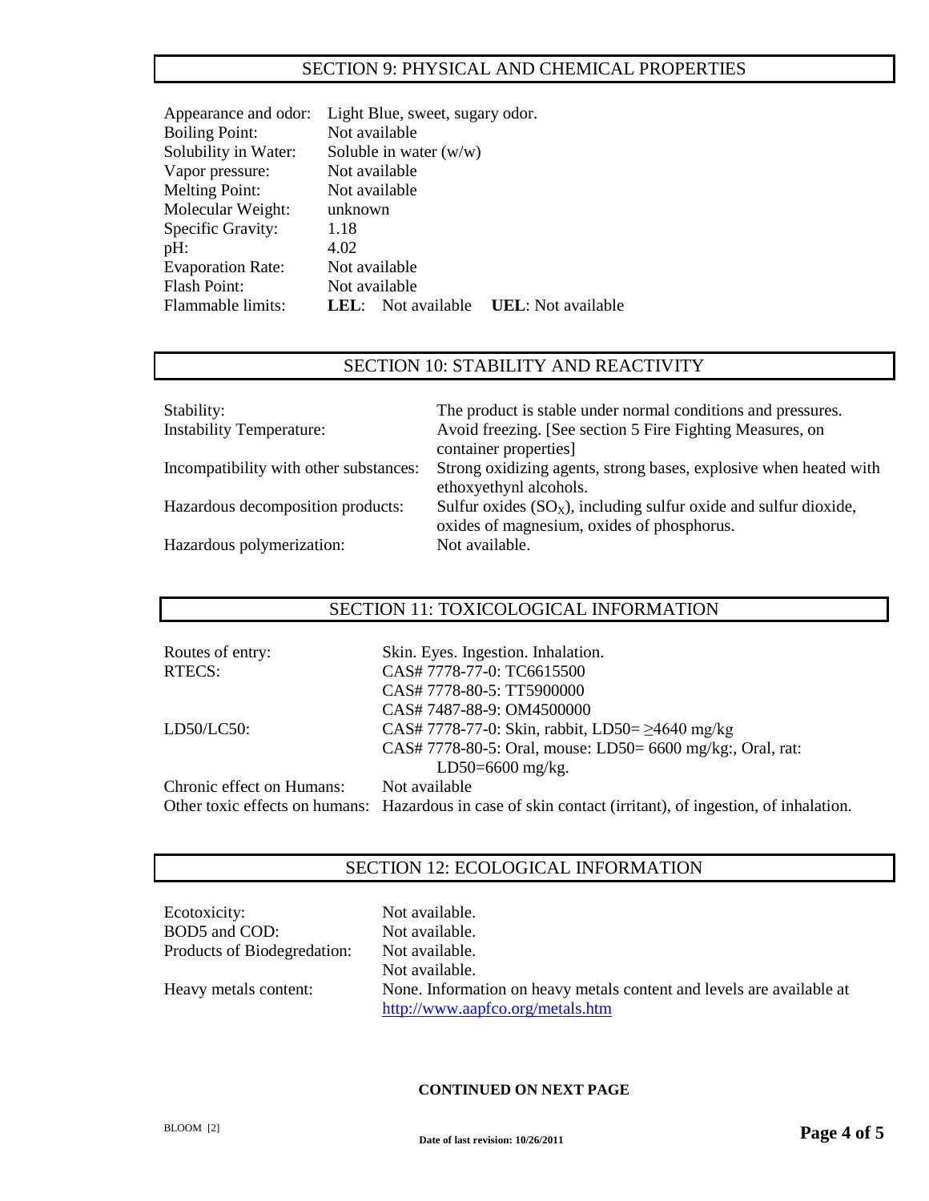## SECTION 9: PHYSICAL AND CHEMICAL PROPERTIES

| | |
|---|---|
| Appearance and odor: | Light Blue, sweet, sugary odor. |
| Boiling Point: | Not available |
| Solubility in Water: | Soluble in water (w/w) |
| Vapor pressure: | Not available |
| Melting Point: | Not available |
| Molecular Weight: | unknown |
| Specific Gravity: | 1.18 |
| pH: | 4.02 |
| Evaporation Rate: | Not available |
| Flash Point: | Not available |
| Flammable limits: | **LEL**: Not available **UEL**: Not available |

## SECTION 10: STABILITY AND REACTIVITY

| | |
|---|---|
| Stability: | The product is stable under normal conditions and pressures. |
| Instability Temperature: | Avoid freezing. [See section 5 Fire Fighting Measures, on container properties] |
| Incompatibility with other substances: | Strong oxidizing agents, strong bases, explosive when heated with ethoxyethynl alcohols. |
| Hazardous decomposition products: | Sulfur oxides ($SO_X$), including sulfur oxide and sulfur dioxide, oxides of magnesium, oxides of phosphorus. |
| Hazardous polymerization: | Not available. |

## SECTION 11: TOXICOLOGICAL INFORMATION

| | |
|---|---|
| Routes of entry: | Skin. Eyes. Ingestion. Inhalation. |
| RTECS: | CAS# 7778-77-0: TC6615500<br>CAS# 7778-80-5: TT5900000<br>CAS# 7487-88-9: OM4500000 |
| LD50/LC50: | CAS# 7778-77-0: Skin, rabbit, LD50= ≥4640 mg/kg<br>CAS# 7778-80-5: Oral, mouse: LD50= 6600 mg/kg:, Oral, rat: LD50=6600 mg/kg. |
| Chronic effect on Humans: | Not available |
| Other toxic effects on humans: | Hazardous in case of skin contact (irritant), of ingestion, of inhalation. |

## SECTION 12: ECOLOGICAL INFORMATION

| | |
|---|---|
| Ecotoxicity: | Not available. |
| BOD5 and COD: | Not available. |
| Products of Biodegradation: | Not available.<br>Not available. |
| Heavy metals content: | None. Information on heavy metals content and levels are available at http://www.aapfco.org/metals.htm |

**CONTINUED ON NEXT PAGE**

BLOOM [2]

Date of last revision: 10/26/2011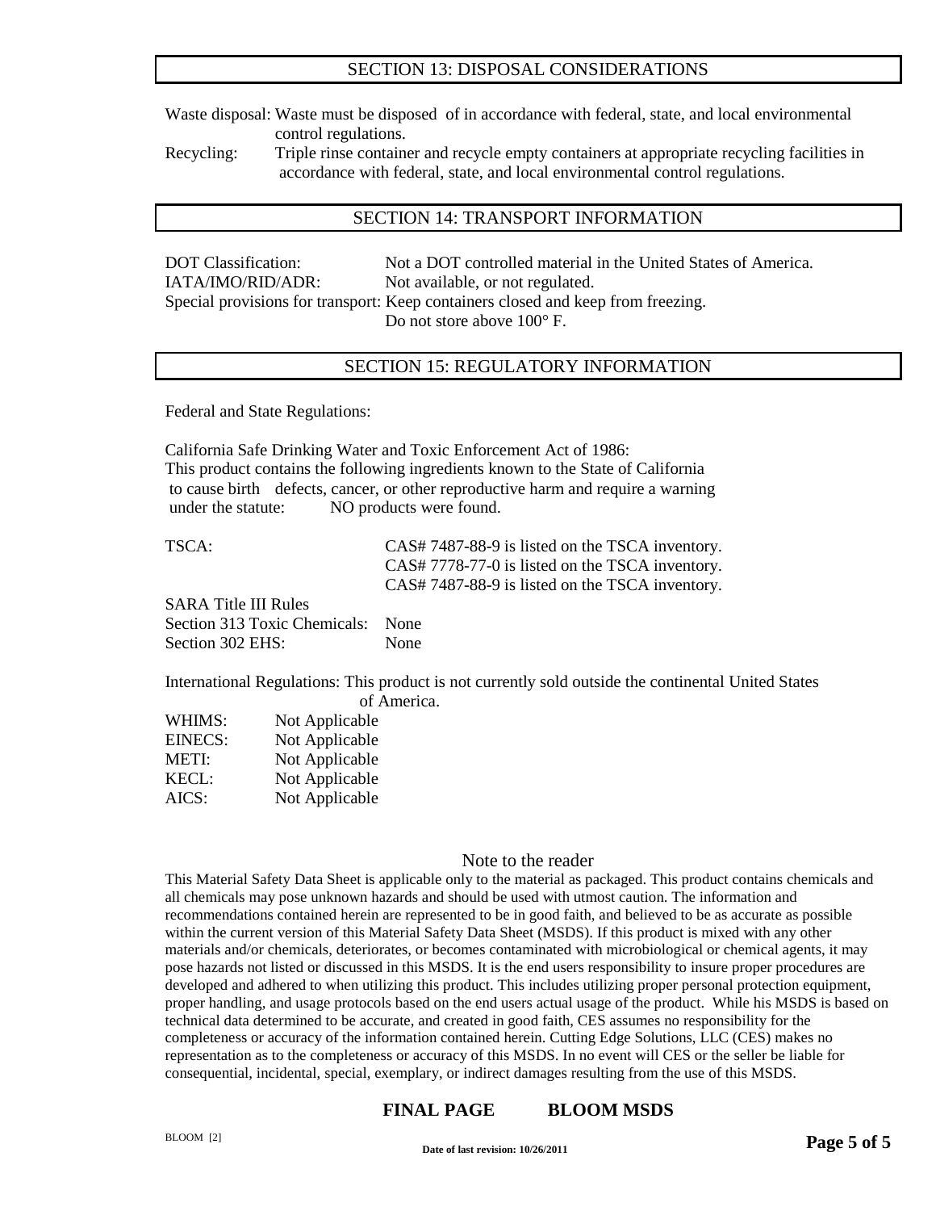## SECTION 13: DISPOSAL CONSIDERATIONS

Waste disposal: Waste must be disposed of in accordance with federal, state, and local environmental control regulations.

Recycling: Triple rinse container and recycle empty containers at appropriate recycling facilities in accordance with federal, state, and local environmental control regulations.

## SECTION 14: TRANSPORT INFORMATION

DOT Classification: Not a DOT controlled material in the United States of America.

IATA/IMO/RID/ADR: Not available, or not regulated.

Special provisions for transport: Keep containers closed and keep from freezing. Do not store above 100° F.

## SECTION 15: REGULATORY INFORMATION

Federal and State Regulations:

California Safe Drinking Water and Toxic Enforcement Act of 1986: This product contains the following ingredients known to the State of California to cause birth defects, cancer, or other reproductive harm and require a warning under the statute: NO products were found.

TSCA:
CAS# 7487-88-9 is listed on the TSCA inventory.
CAS# 7778-77-0 is listed on the TSCA inventory.
CAS# 7487-88-9 is listed on the TSCA inventory.

SARA Title III Rules
Section 313 Toxic Chemicals: None
Section 302 EHS: None

International Regulations: This product is not currently sold outside the continental United States of America.

WHIMS: Not Applicable
EINECS: Not Applicable
METI: Not Applicable
KECL: Not Applicable
AICS: Not Applicable

### Note to the reader

This Material Safety Data Sheet is applicable only to the material as packaged. This product contains chemicals and all chemicals may pose unknown hazards and should be used with utmost caution. The information and recommendations contained herein are represented to be in good faith, and believed to be as accurate as possible within the current version of this Material Safety Data Sheet (MSDS). If this product is mixed with any other materials and/or chemicals, deteriorates, or becomes contaminated with microbiological or chemical agents, it may pose hazards not listed or discussed in this MSDS. It is the end users responsibility to insure proper procedures are developed and adhered to when utilizing this product. This includes utilizing proper personal protection equipment, proper handling, and usage protocols based on the end users actual usage of the product. While his MSDS is based on technical data determined to be accurate, and created in good faith, CES assumes no responsibility for the completeness or accuracy of the information contained herein. Cutting Edge Solutions, LLC (CES) makes no representation as to the completeness or accuracy of this MSDS. In no event will CES or the seller be liable for consequential, incidental, special, exemplary, or indirect damages resulting from the use of this MSDS.

**FINAL PAGE BLOOM MSDS**

BLOOM [2]

Date of last revision: 10/26/2011